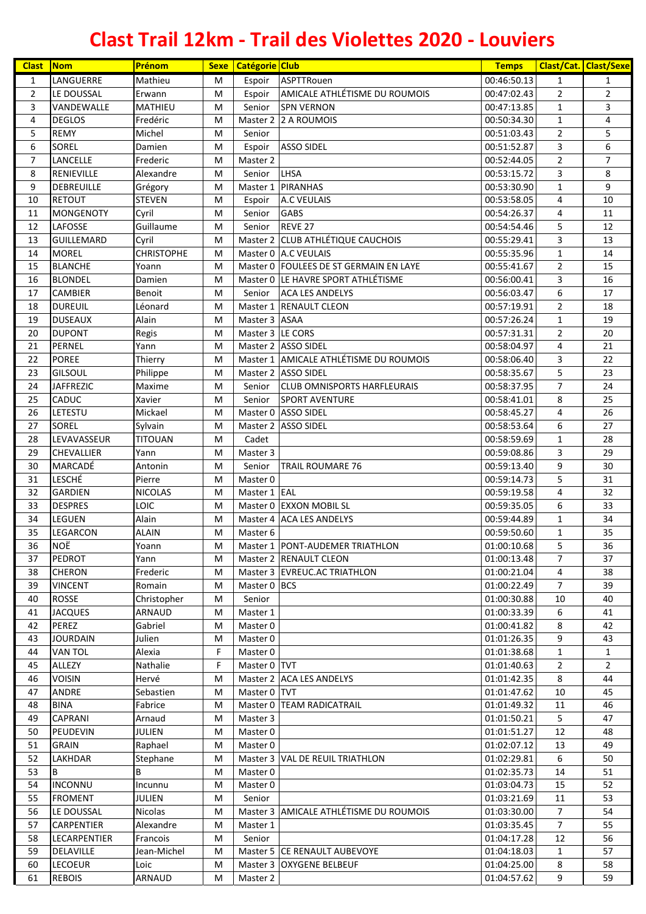# Clast Trail 12km - Trail des Violettes 2020 - Louviers

| Clast | Nom | Prénom | Sexe | Catégorie | Club | Temps | Clast/Cat. | Clast/Sexe |
|---|---|---|---|---|---|---|---|---|
| 1 | LANGUERRE | Mathieu | M | Espoir | ASPTTRouen | 00:46:50.13 | 1 | 1 |
| 2 | LE DOUSSAL | Erwann | M | Espoir | AMICALE ATHLÉTISME DU ROUMOIS | 00:47:02.43 | 2 | 2 |
| 3 | VANDEWALLE | MATHIEU | M | Senior | SPN VERNON | 00:47:13.85 | 1 | 3 |
| 4 | DEGLOS | Fredéric | M | Master 2 | 2 A ROUMOIS | 00:50:34.30 | 1 | 4 |
| 5 | REMY | Michel | M | Senior | | 00:51:03.43 | 2 | 5 |
| 6 | SOREL | Damien | M | Espoir | ASSO SIDEL | 00:51:52.87 | 3 | 6 |
| 7 | LANCELLE | Frederic | M | Master 2 | | 00:52:44.05 | 2 | 7 |
| 8 | RENIEVILLE | Alexandre | M | Senior | LHSA | 00:53:15.72 | 3 | 8 |
| 9 | DEBREUILLE | Grégory | M | Master 1 | PIRANHAS | 00:53:30.90 | 1 | 9 |
| 10 | RETOUT | STEVEN | M | Espoir | A.C VEULAIS | 00:53:58.05 | 4 | 10 |
| 11 | MONGENOTY | Cyril | M | Senior | GABS | 00:54:26.37 | 4 | 11 |
| 12 | LAFOSSE | Guillaume | M | Senior | REVE 27 | 00:54:54.46 | 5 | 12 |
| 13 | GUILLEMARD | Cyril | M | Master 2 | CLUB ATHLÉTIQUE CAUCHOIS | 00:55:29.41 | 3 | 13 |
| 14 | MOREL | CHRISTOPHE | M | Master 0 | A.C VEULAIS | 00:55:35.96 | 1 | 14 |
| 15 | BLANCHE | Yoann | M | Master 0 | FOULEES DE ST GERMAIN EN LAYE | 00:55:41.67 | 2 | 15 |
| 16 | BLONDEL | Damien | M | Master 0 | LE HAVRE SPORT ATHLÉTISME | 00:56:00.41 | 3 | 16 |
| 17 | CAMBIER | Benoit | M | Senior | ACA LES ANDELYS | 00:56:03.47 | 6 | 17 |
| 18 | DUREUIL | Léonard | M | Master 1 | RENAULT CLEON | 00:57:19.91 | 2 | 18 |
| 19 | DUSEAUX | Alain | M | Master 3 | ASAA | 00:57:26.24 | 1 | 19 |
| 20 | DUPONT | Regis | M | Master 3 | LE CORS | 00:57:31.31 | 2 | 20 |
| 21 | PERNEL | Yann | M | Master 2 | ASSO SIDEL | 00:58:04.97 | 4 | 21 |
| 22 | POREE | Thierry | M | Master 1 | AMICALE ATHLÉTISME DU ROUMOIS | 00:58:06.40 | 3 | 22 |
| 23 | GILSOUL | Philippe | M | Master 2 | ASSO SIDEL | 00:58:35.67 | 5 | 23 |
| 24 | JAFFREZIC | Maxime | M | Senior | CLUB OMNISPORTS HARFLEURAIS | 00:58:37.95 | 7 | 24 |
| 25 | CADUC | Xavier | M | Senior | SPORT AVENTURE | 00:58:41.01 | 8 | 25 |
| 26 | LETESTU | Mickael | M | Master 0 | ASSO SIDEL | 00:58:45.27 | 4 | 26 |
| 27 | SOREL | Sylvain | M | Master 2 | ASSO SIDEL | 00:58:53.64 | 6 | 27 |
| 28 | LEVAVASSEUR | TITOUAN | M | Cadet | | 00:58:59.69 | 1 | 28 |
| 29 | CHEVALLIER | Yann | M | Master 3 | | 00:59:08.86 | 3 | 29 |
| 30 | MARCADÉ | Antonin | M | Senior | TRAIL ROUMARE 76 | 00:59:13.40 | 9 | 30 |
| 31 | LESCHÉ | Pierre | M | Master 0 | | 00:59:14.73 | 5 | 31 |
| 32 | GARDIEN | NICOLAS | M | Master 1 | EAL | 00:59:19.58 | 4 | 32 |
| 33 | DESPRES | LOIC | M | Master 0 | EXXON MOBIL SL | 00:59:35.05 | 6 | 33 |
| 34 | LEGUEN | Alain | M | Master 4 | ACA LES ANDELYS | 00:59:44.89 | 1 | 34 |
| 35 | LEGARCON | ALAIN | M | Master 6 | | 00:59:50.60 | 1 | 35 |
| 36 | NOË | Yoann | M | Master 1 | PONT-AUDEMER TRIATHLON | 01:00:10.68 | 5 | 36 |
| 37 | PEDROT | Yann | M | Master 2 | RENAULT CLEON | 01:00:13.48 | 7 | 37 |
| 38 | CHERON | Frederic | M | Master 3 | EVREUC.AC TRIATHLON | 01:00:21.04 | 4 | 38 |
| 39 | VINCENT | Romain | M | Master 0 | BCS | 01:00:22.49 | 7 | 39 |
| 40 | ROSSE | Christopher | M | Senior | | 01:00:30.88 | 10 | 40 |
| 41 | JACQUES | ARNAUD | M | Master 1 | | 01:00:33.39 | 6 | 41 |
| 42 | PEREZ | Gabriel | M | Master 0 | | 01:00:41.82 | 8 | 42 |
| 43 | JOURDAIN | Julien | M | Master 0 | | 01:01:26.35 | 9 | 43 |
| 44 | VAN TOL | Alexia | F | Master 0 | | 01:01:38.68 | 1 | 1 |
| 45 | ALLEZY | Nathalie | F | Master 0 | TVT | 01:01:40.63 | 2 | 2 |
| 46 | VOISIN | Hervé | M | Master 2 | ACA LES ANDELYS | 01:01:42.35 | 8 | 44 |
| 47 | ANDRE | Sebastien | M | Master 0 | TVT | 01:01:47.62 | 10 | 45 |
| 48 | BINA | Fabrice | M | Master 0 | TEAM RADICATRAIL | 01:01:49.32 | 11 | 46 |
| 49 | CAPRANI | Arnaud | M | Master 3 | | 01:01:50.21 | 5 | 47 |
| 50 | PEUDEVIN | JULIEN | M | Master 0 | | 01:01:51.27 | 12 | 48 |
| 51 | GRAIN | Raphael | M | Master 0 | | 01:02:07.12 | 13 | 49 |
| 52 | LAKHDAR | Stephane | M | Master 3 | VAL DE REUIL TRIATHLON | 01:02:29.81 | 6 | 50 |
| 53 | B | B | M | Master 0 | | 01:02:35.73 | 14 | 51 |
| 54 | INCONNU | Incunnu | M | Master 0 | | 01:03:04.73 | 15 | 52 |
| 55 | FROMENT | JULIEN | M | Senior | | 01:03:21.69 | 11 | 53 |
| 56 | LE DOUSSAL | Nicolas | M | Master 3 | AMICALE ATHLÉTISME DU ROUMOIS | 01:03:30.00 | 7 | 54 |
| 57 | CARPENTIER | Alexandre | M | Master 1 | | 01:03:35.45 | 7 | 55 |
| 58 | LECARPENTIER | Francois | M | Senior | | 01:04:17.28 | 12 | 56 |
| 59 | DELAVILLE | Jean-Michel | M | Master 5 | CE RENAULT AUBEVOYE | 01:04:18.03 | 1 | 57 |
| 60 | LECOEUR | Loic | M | Master 3 | OXYGENE BELBEUF | 01:04:25.00 | 8 | 58 |
| 61 | REBOIS | ARNAUD | M | Master 2 | | 01:04:57.62 | 9 | 59 |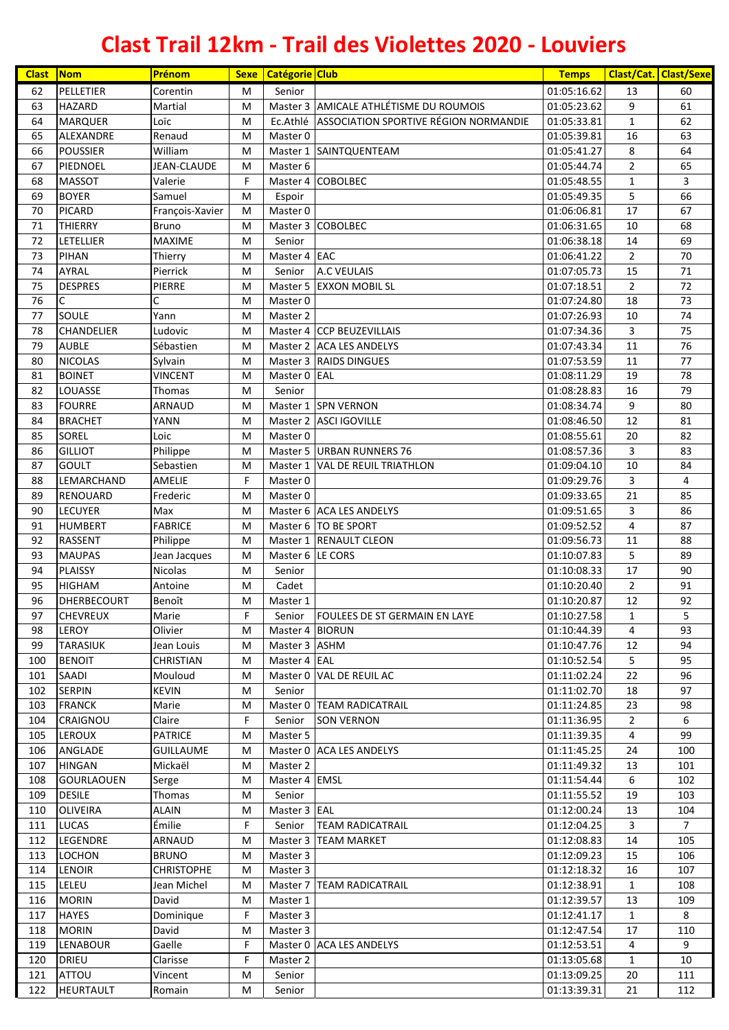# Clast Trail 12km - Trail des Violettes 2020 - Louviers

| Clast | Nom | Prénom | Sexe | Catégorie | Club | Temps | Clast/Cat. | Clast/Sexe |
|---|---|---|---|---|---|---|---|---|
| 62 | PELLETIER | Corentin | M | Senior | | 01:05:16.62 | 13 | 60 |
| 63 | HAZARD | Martial | M | Master 3 | AMICALE ATHLÉTISME DU ROUMOIS | 01:05:23.62 | 9 | 61 |
| 64 | MARQUER | Loïc | M | Ec.Athlé | ASSOCIATION SPORTIVE RÉGION NORMANDIE | 01:05:33.81 | 1 | 62 |
| 65 | ALEXANDRE | Renaud | M | Master 0 | | 01:05:39.81 | 16 | 63 |
| 66 | POUSSIER | William | M | Master 1 | SAINTQUENTEAM | 01:05:41.27 | 8 | 64 |
| 67 | PIEDNOEL | JEAN-CLAUDE | M | Master 6 | | 01:05:44.74 | 2 | 65 |
| 68 | MASSOT | Valerie | F | Master 4 | COBOLBEC | 01:05:48.55 | 1 | 3 |
| 69 | BOYER | Samuel | M | Espoir | | 01:05:49.35 | 5 | 66 |
| 70 | PICARD | François-Xavier | M | Master 0 | | 01:06:06.81 | 17 | 67 |
| 71 | THIERRY | Bruno | M | Master 3 | COBOLBEC | 01:06:31.65 | 10 | 68 |
| 72 | LETELLIER | MAXIME | M | Senior | | 01:06:38.18 | 14 | 69 |
| 73 | PIHAN | Thierry | M | Master 4 | EAC | 01:06:41.22 | 2 | 70 |
| 74 | AYRAL | Pierrick | M | Senior | A.C VEULAIS | 01:07:05.73 | 15 | 71 |
| 75 | DESPRES | PIERRE | M | Master 5 | EXXON MOBIL SL | 01:07:18.51 | 2 | 72 |
| 76 | C | C | M | Master 0 | | 01:07:24.80 | 18 | 73 |
| 77 | SOULE | Yann | M | Master 2 | | 01:07:26.93 | 10 | 74 |
| 78 | CHANDELIER | Ludovic | M | Master 4 | CCP BEUZEVILLAIS | 01:07:34.36 | 3 | 75 |
| 79 | AUBLE | Sébastien | M | Master 2 | ACA LES ANDELYS | 01:07:43.34 | 11 | 76 |
| 80 | NICOLAS | Sylvain | M | Master 3 | RAIDS DINGUES | 01:07:53.59 | 11 | 77 |
| 81 | BOINET | VINCENT | M | Master 0 | EAL | 01:08:11.29 | 19 | 78 |
| 82 | LOUASSE | Thomas | M | Senior | | 01:08:28.83 | 16 | 79 |
| 83 | FOURRE | ARNAUD | M | Master 1 | SPN VERNON | 01:08:34.74 | 9 | 80 |
| 84 | BRACHET | YANN | M | Master 2 | ASCI IGOVILLE | 01:08:46.50 | 12 | 81 |
| 85 | SOREL | Loic | M | Master 0 | | 01:08:55.61 | 20 | 82 |
| 86 | GILLIOT | Philippe | M | Master 5 | URBAN RUNNERS 76 | 01:08:57.36 | 3 | 83 |
| 87 | GOULT | Sebastien | M | Master 1 | VAL DE REUIL TRIATHLON | 01:09:04.10 | 10 | 84 |
| 88 | LEMARCHAND | AMELIE | F | Master 0 | | 01:09:29.76 | 3 | 4 |
| 89 | RENOUARD | Frederic | M | Master 0 | | 01:09:33.65 | 21 | 85 |
| 90 | LECUYER | Max | M | Master 6 | ACA LES ANDELYS | 01:09:51.65 | 3 | 86 |
| 91 | HUMBERT | FABRICE | M | Master 6 | TO BE SPORT | 01:09:52.52 | 4 | 87 |
| 92 | RASSENT | Philippe | M | Master 1 | RENAULT CLEON | 01:09:56.73 | 11 | 88 |
| 93 | MAUPAS | Jean Jacques | M | Master 6 | LE CORS | 01:10:07.83 | 5 | 89 |
| 94 | PLAISSY | Nicolas | M | Senior | | 01:10:08.33 | 17 | 90 |
| 95 | HIGHAM | Antoine | M | Cadet | | 01:10:20.40 | 2 | 91 |
| 96 | DHERBECOURT | Benoît | M | Master 1 | | 01:10:20.87 | 12 | 92 |
| 97 | CHEVREUX | Marie | F | Senior | FOULEES DE ST GERMAIN EN LAYE | 01:10:27.58 | 1 | 5 |
| 98 | LEROY | Olivier | M | Master 4 | BIORUN | 01:10:44.39 | 4 | 93 |
| 99 | TARASIUK | Jean Louis | M | Master 3 | ASHM | 01:10:47.76 | 12 | 94 |
| 100 | BENOIT | CHRISTIAN | M | Master 4 | EAL | 01:10:52.54 | 5 | 95 |
| 101 | SAADI | Mouloud | M | Master 0 | VAL DE REUIL AC | 01:11:02.24 | 22 | 96 |
| 102 | SERPIN | KEVIN | M | Senior | | 01:11:02.70 | 18 | 97 |
| 103 | FRANCK | Marie | M | Master 0 | TEAM RADICATRAIL | 01:11:24.85 | 23 | 98 |
| 104 | CRAIGNOU | Claire | F | Senior | SON VERNON | 01:11:36.95 | 2 | 6 |
| 105 | LEROUX | PATRICE | M | Master 5 | | 01:11:39.35 | 4 | 99 |
| 106 | ANGLADE | GUILLAUME | M | Master 0 | ACA LES ANDELYS | 01:11:45.25 | 24 | 100 |
| 107 | HINGAN | Mickaël | M | Master 2 | | 01:11:49.32 | 13 | 101 |
| 108 | GOURLAOUEN | Serge | M | Master 4 | EMSL | 01:11:54.44 | 6 | 102 |
| 109 | DESILE | Thomas | M | Senior | | 01:11:55.52 | 19 | 103 |
| 110 | OLIVEIRA | ALAIN | M | Master 3 | EAL | 01:12:00.24 | 13 | 104 |
| 111 | LUCAS | Émilie | F | Senior | TEAM RADICATRAIL | 01:12:04.25 | 3 | 7 |
| 112 | LEGENDRE | ARNAUD | M | Master 3 | TEAM MARKET | 01:12:08.83 | 14 | 105 |
| 113 | LOCHON | BRUNO | M | Master 3 | | 01:12:09.23 | 15 | 106 |
| 114 | LENOIR | CHRISTOPHE | M | Master 3 | | 01:12:18.32 | 16 | 107 |
| 115 | LELEU | Jean Michel | M | Master 7 | TEAM RADICATRAIL | 01:12:38.91 | 1 | 108 |
| 116 | MORIN | David | M | Master 1 | | 01:12:39.57 | 13 | 109 |
| 117 | HAYES | Dominique | F | Master 3 | | 01:12:41.17 | 1 | 8 |
| 118 | MORIN | David | M | Master 3 | | 01:12:47.54 | 17 | 110 |
| 119 | LENABOUR | Gaelle | F | Master 0 | ACA LES ANDELYS | 01:12:53.51 | 4 | 9 |
| 120 | DRIEU | Clarisse | F | Master 2 | | 01:13:05.68 | 1 | 10 |
| 121 | ATTOU | Vincent | M | Senior | | 01:13:09.25 | 20 | 111 |
| 122 | HEURTAULT | Romain | M | Senior | | 01:13:39.31 | 21 | 112 |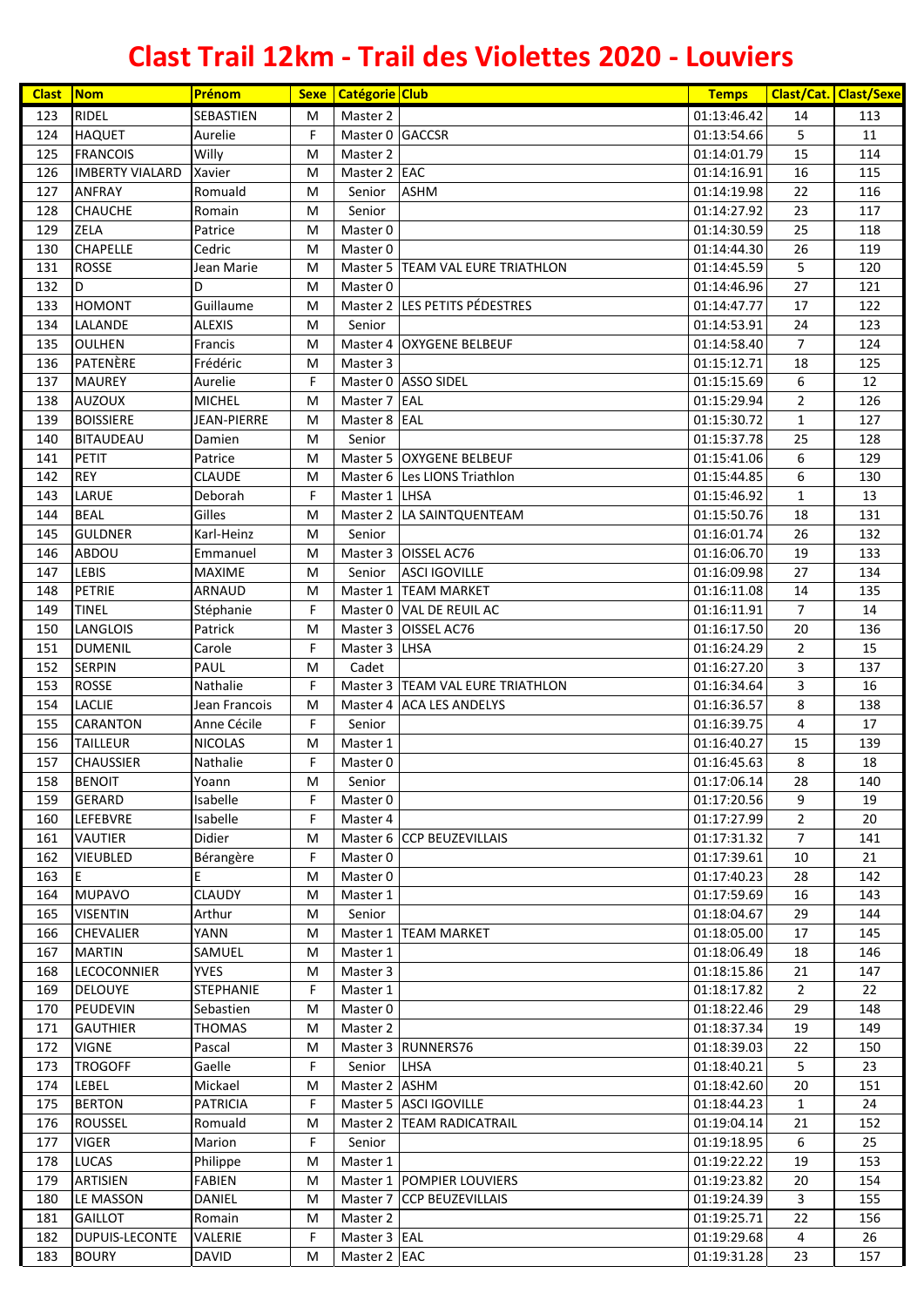# Clast Trail 12km - Trail des Violettes 2020 - Louviers

| Clast | Nom | Prénom | Sexe | Catégorie | Club | Temps | Clast/Cat. | Clast/Sexe |
|---|---|---|---|---|---|---|---|---|
| 123 | RIDEL | SEBASTIEN | M | Master 2 | | 01:13:46.42 | 14 | 113 |
| 124 | HAQUET | Aurelie | F | Master 0 | GACCSR | 01:13:54.66 | 5 | 11 |
| 125 | FRANCOIS | Willy | M | Master 2 | | 01:14:01.79 | 15 | 114 |
| 126 | IMBERTY VIALARD | Xavier | M | Master 2 | EAC | 01:14:16.91 | 16 | 115 |
| 127 | ANFRAY | Romuald | M | Senior | ASHM | 01:14:19.98 | 22 | 116 |
| 128 | CHAUCHE | Romain | M | Senior | | 01:14:27.92 | 23 | 117 |
| 129 | ZELA | Patrice | M | Master 0 | | 01:14:30.59 | 25 | 118 |
| 130 | CHAPELLE | Cedric | M | Master 0 | | 01:14:44.30 | 26 | 119 |
| 131 | ROSSE | Jean Marie | M | Master 5 | TEAM VAL EURE TRIATHLON | 01:14:45.59 | 5 | 120 |
| 132 | D | D | M | Master 0 | | 01:14:46.96 | 27 | 121 |
| 133 | HOMONT | Guillaume | M | Master 2 | LES PETITS PÉDESTRES | 01:14:47.77 | 17 | 122 |
| 134 | LALANDE | ALEXIS | M | Senior | | 01:14:53.91 | 24 | 123 |
| 135 | OULHEN | Francis | M | Master 4 | OXYGENE BELBEUF | 01:14:58.40 | 7 | 124 |
| 136 | PATENÈRE | Frédéric | M | Master 3 | | 01:15:12.71 | 18 | 125 |
| 137 | MAUREY | Aurelie | F | Master 0 | ASSO SIDEL | 01:15:15.69 | 6 | 12 |
| 138 | AUZOUX | MICHEL | M | Master 7 | EAL | 01:15:29.94 | 2 | 126 |
| 139 | BOISSIERE | JEAN-PIERRE | M | Master 8 | EAL | 01:15:30.72 | 1 | 127 |
| 140 | BITAUDEAU | Damien | M | Senior | | 01:15:37.78 | 25 | 128 |
| 141 | PETIT | Patrice | M | Master 5 | OXYGENE BELBEUF | 01:15:41.06 | 6 | 129 |
| 142 | REY | CLAUDE | M | Master 6 | Les LIONS Triathlon | 01:15:44.85 | 6 | 130 |
| 143 | LARUE | Deborah | F | Master 1 | LHSA | 01:15:46.92 | 1 | 13 |
| 144 | BEAL | Gilles | M | Master 2 | LA SAINTQUENTEAM | 01:15:50.76 | 18 | 131 |
| 145 | GULDNER | Karl-Heinz | M | Senior | | 01:16:01.74 | 26 | 132 |
| 146 | ABDOU | Emmanuel | M | Master 3 | OISSEL AC76 | 01:16:06.70 | 19 | 133 |
| 147 | LEBIS | MAXIME | M | Senior | ASCI IGOVILLE | 01:16:09.98 | 27 | 134 |
| 148 | PETRIE | ARNAUD | M | Master 1 | TEAM MARKET | 01:16:11.08 | 14 | 135 |
| 149 | TINEL | Stéphanie | F | Master 0 | VAL DE REUIL AC | 01:16:11.91 | 7 | 14 |
| 150 | LANGLOIS | Patrick | M | Master 3 | OISSEL AC76 | 01:16:17.50 | 20 | 136 |
| 151 | DUMENIL | Carole | F | Master 3 | LHSA | 01:16:24.29 | 2 | 15 |
| 152 | SERPIN | PAUL | M | Cadet | | 01:16:27.20 | 3 | 137 |
| 153 | ROSSE | Nathalie | F | Master 3 | TEAM VAL EURE TRIATHLON | 01:16:34.64 | 3 | 16 |
| 154 | LACLIE | Jean Francois | M | Master 4 | ACA LES ANDELYS | 01:16:36.57 | 8 | 138 |
| 155 | CARANTON | Anne Cécile | F | Senior | | 01:16:39.75 | 4 | 17 |
| 156 | TAILLEUR | NICOLAS | M | Master 1 | | 01:16:40.27 | 15 | 139 |
| 157 | CHAUSSIER | Nathalie | F | Master 0 | | 01:16:45.63 | 8 | 18 |
| 158 | BENOIT | Yoann | M | Senior | | 01:17:06.14 | 28 | 140 |
| 159 | GERARD | Isabelle | F | Master 0 | | 01:17:20.56 | 9 | 19 |
| 160 | LEFEBVRE | Isabelle | F | Master 4 | | 01:17:27.99 | 2 | 20 |
| 161 | VAUTIER | Didier | M | Master 6 | CCP BEUZEVILLAIS | 01:17:31.32 | 7 | 141 |
| 162 | VIEUBLED | Bérangère | F | Master 0 | | 01:17:39.61 | 10 | 21 |
| 163 | E | E | M | Master 0 | | 01:17:40.23 | 28 | 142 |
| 164 | MUPAVO | CLAUDY | M | Master 1 | | 01:17:59.69 | 16 | 143 |
| 165 | VISENTIN | Arthur | M | Senior | | 01:18:04.67 | 29 | 144 |
| 166 | CHEVALIER | YANN | M | Master 1 | TEAM MARKET | 01:18:05.00 | 17 | 145 |
| 167 | MARTIN | SAMUEL | M | Master 1 | | 01:18:06.49 | 18 | 146 |
| 168 | LECOCONNIER | YVES | M | Master 3 | | 01:18:15.86 | 21 | 147 |
| 169 | DELOUYE | STEPHANIE | F | Master 1 | | 01:18:17.82 | 2 | 22 |
| 170 | PEUDEVIN | Sebastien | M | Master 0 | | 01:18:22.46 | 29 | 148 |
| 171 | GAUTHIER | THOMAS | M | Master 2 | | 01:18:37.34 | 19 | 149 |
| 172 | VIGNE | Pascal | M | Master 3 | RUNNERS76 | 01:18:39.03 | 22 | 150 |
| 173 | TROGOFF | Gaelle | F | Senior | LHSA | 01:18:40.21 | 5 | 23 |
| 174 | LEBEL | Mickael | M | Master 2 | ASHM | 01:18:42.60 | 20 | 151 |
| 175 | BERTON | PATRICIA | F | Master 5 | ASCI IGOVILLE | 01:18:44.23 | 1 | 24 |
| 176 | ROUSSEL | Romuald | M | Master 2 | TEAM RADICATRAIL | 01:19:04.14 | 21 | 152 |
| 177 | VIGER | Marion | F | Senior | | 01:19:18.95 | 6 | 25 |
| 178 | LUCAS | Philippe | M | Master 1 | | 01:19:22.22 | 19 | 153 |
| 179 | ARTISIEN | FABIEN | M | Master 1 | POMPIER LOUVIERS | 01:19:23.82 | 20 | 154 |
| 180 | LE MASSON | DANIEL | M | Master 7 | CCP BEUZEVILLAIS | 01:19:24.39 | 3 | 155 |
| 181 | GAILLOT | Romain | M | Master 2 | | 01:19:25.71 | 22 | 156 |
| 182 | DUPUIS-LECONTE | VALERIE | F | Master 3 | EAL | 01:19:29.68 | 4 | 26 |
| 183 | BOURY | DAVID | M | Master 2 | EAC | 01:19:31.28 | 23 | 157 |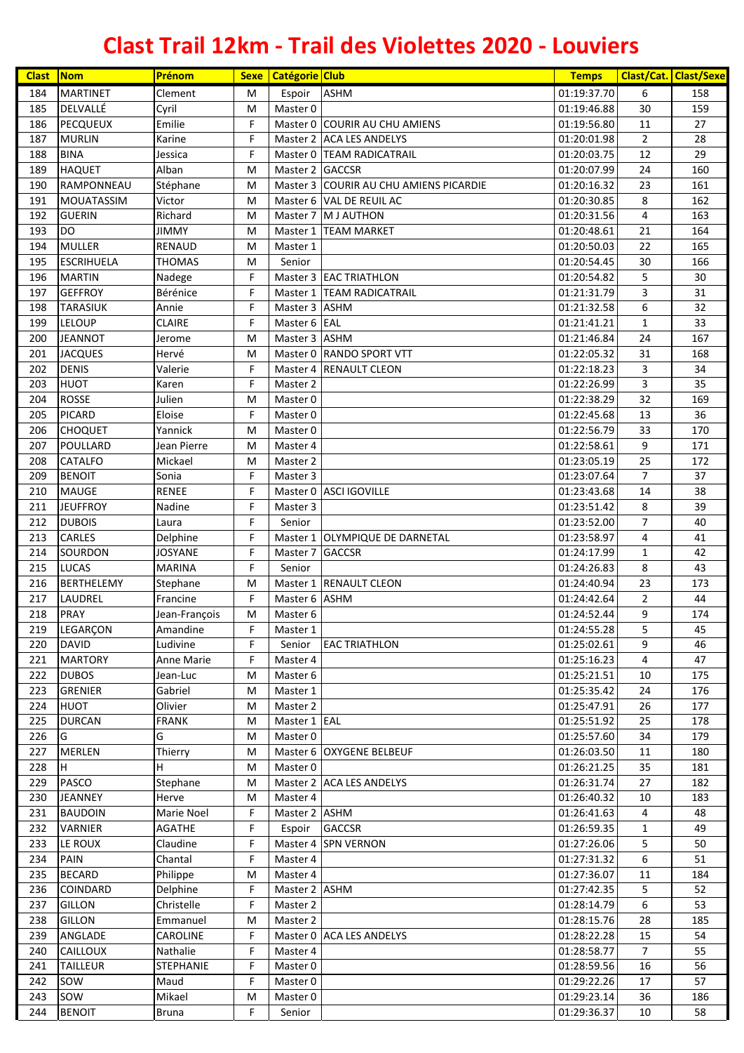# Clast Trail 12km - Trail des Violettes 2020 - Louviers

| Clast | Nom | Prénom | Sexe | Catégorie | Club | Temps | Clast/Cat. | Clast/Sexe |
|---|---|---|---|---|---|---|---|---|
| 184 | MARTINET | Clement | M | Espoir | ASHM | 01:19:37.70 | 6 | 158 |
| 185 | DELVALLÉ | Cyril | M | Master 0 | | 01:19:46.88 | 30 | 159 |
| 186 | PECQUEUX | Emilie | F | Master 0 | COURIR AU CHU AMIENS | 01:19:56.80 | 11 | 27 |
| 187 | MURLIN | Karine | F | Master 2 | ACA LES ANDELYS | 01:20:01.98 | 2 | 28 |
| 188 | BINA | Jessica | F | Master 0 | TEAM RADICATRAIL | 01:20:03.75 | 12 | 29 |
| 189 | HAQUET | Alban | M | Master 2 | GACCSR | 01:20:07.99 | 24 | 160 |
| 190 | RAMPONNEAU | Stéphane | M | Master 3 | COURIR AU CHU AMIENS PICARDIE | 01:20:16.32 | 23 | 161 |
| 191 | MOUATASSIM | Victor | M | Master 6 | VAL DE REUIL AC | 01:20:30.85 | 8 | 162 |
| 192 | GUERIN | Richard | M | Master 7 | M J AUTHON | 01:20:31.56 | 4 | 163 |
| 193 | DO | JIMMY | M | Master 1 | TEAM MARKET | 01:20:48.61 | 21 | 164 |
| 194 | MULLER | RENAUD | M | Master 1 | | 01:20:50.03 | 22 | 165 |
| 195 | ESCRIHUELA | THOMAS | M | Senior | | 01:20:54.45 | 30 | 166 |
| 196 | MARTIN | Nadege | F | Master 3 | EAC TRIATHLON | 01:20:54.82 | 5 | 30 |
| 197 | GEFFROY | Bérénice | F | Master 1 | TEAM RADICATRAIL | 01:21:31.79 | 3 | 31 |
| 198 | TARASIUK | Annie | F | Master 3 | ASHM | 01:21:32.58 | 6 | 32 |
| 199 | LELOUP | CLAIRE | F | Master 6 | EAL | 01:21:41.21 | 1 | 33 |
| 200 | JEANNOT | Jerome | M | Master 3 | ASHM | 01:21:46.84 | 24 | 167 |
| 201 | JACQUES | Hervé | M | Master 0 | RANDO SPORT VTT | 01:22:05.32 | 31 | 168 |
| 202 | DENIS | Valerie | F | Master 4 | RENAULT CLEON | 01:22:18.23 | 3 | 34 |
| 203 | HUOT | Karen | F | Master 2 | | 01:22:26.99 | 3 | 35 |
| 204 | ROSSE | Julien | M | Master 0 | | 01:22:38.29 | 32 | 169 |
| 205 | PICARD | Eloise | F | Master 0 | | 01:22:45.68 | 13 | 36 |
| 206 | CHOQUET | Yannick | M | Master 0 | | 01:22:56.79 | 33 | 170 |
| 207 | POULLARD | Jean Pierre | M | Master 4 | | 01:22:58.61 | 9 | 171 |
| 208 | CATALFO | Mickael | M | Master 2 | | 01:23:05.19 | 25 | 172 |
| 209 | BENOIT | Sonia | F | Master 3 | | 01:23:07.64 | 7 | 37 |
| 210 | MAUGE | RENEE | F | Master 0 | ASCI IGOVILLE | 01:23:43.68 | 14 | 38 |
| 211 | JEUFFROY | Nadine | F | Master 3 | | 01:23:51.42 | 8 | 39 |
| 212 | DUBOIS | Laura | F | Senior | | 01:23:52.00 | 7 | 40 |
| 213 | CARLES | Delphine | F | Master 1 | OLYMPIQUE DE DARNETAL | 01:23:58.97 | 4 | 41 |
| 214 | SOURDON | JOSYANE | F | Master 7 | GACCSR | 01:24:17.99 | 1 | 42 |
| 215 | LUCAS | MARINA | F | Senior | | 01:24:26.83 | 8 | 43 |
| 216 | BERTHELEMY | Stephane | M | Master 1 | RENAULT CLEON | 01:24:40.94 | 23 | 173 |
| 217 | LAUDREL | Francine | F | Master 6 | ASHM | 01:24:42.64 | 2 | 44 |
| 218 | PRAY | Jean-François | M | Master 6 | | 01:24:52.44 | 9 | 174 |
| 219 | LEGARÇON | Amandine | F | Master 1 | | 01:24:55.28 | 5 | 45 |
| 220 | DAVID | Ludivine | F | Senior | EAC TRIATHLON | 01:25:02.61 | 9 | 46 |
| 221 | MARTORY | Anne Marie | F | Master 4 | | 01:25:16.23 | 4 | 47 |
| 222 | DUBOS | Jean-Luc | M | Master 6 | | 01:25:21.51 | 10 | 175 |
| 223 | GRENIER | Gabriel | M | Master 1 | | 01:25:35.42 | 24 | 176 |
| 224 | HUOT | Olivier | M | Master 2 | | 01:25:47.91 | 26 | 177 |
| 225 | DURCAN | FRANK | M | Master 1 | EAL | 01:25:51.92 | 25 | 178 |
| 226 | G | G | M | Master 0 | | 01:25:57.60 | 34 | 179 |
| 227 | MERLEN | Thierry | M | Master 6 | OXYGENE BELBEUF | 01:26:03.50 | 11 | 180 |
| 228 | H | H | M | Master 0 | | 01:26:21.25 | 35 | 181 |
| 229 | PASCO | Stephane | M | Master 2 | ACA LES ANDELYS | 01:26:31.74 | 27 | 182 |
| 230 | JEANNEY | Herve | M | Master 4 | | 01:26:40.32 | 10 | 183 |
| 231 | BAUDOIN | Marie Noel | F | Master 2 | ASHM | 01:26:41.63 | 4 | 48 |
| 232 | VARNIER | AGATHE | F | Espoir | GACCSR | 01:26:59.35 | 1 | 49 |
| 233 | LE ROUX | Claudine | F | Master 4 | SPN VERNON | 01:27:26.06 | 5 | 50 |
| 234 | PAIN | Chantal | F | Master 4 | | 01:27:31.32 | 6 | 51 |
| 235 | BECARD | Philippe | M | Master 4 | | 01:27:36.07 | 11 | 184 |
| 236 | COINDARD | Delphine | F | Master 2 | ASHM | 01:27:42.35 | 5 | 52 |
| 237 | GILLON | Christelle | F | Master 2 | | 01:28:14.79 | 6 | 53 |
| 238 | GILLON | Emmanuel | M | Master 2 | | 01:28:15.76 | 28 | 185 |
| 239 | ANGLADE | CAROLINE | F | Master 0 | ACA LES ANDELYS | 01:28:22.28 | 15 | 54 |
| 240 | CAILLOUX | Nathalie | F | Master 4 | | 01:28:58.77 | 7 | 55 |
| 241 | TAILLEUR | STEPHANIE | F | Master 0 | | 01:28:59.56 | 16 | 56 |
| 242 | SOW | Maud | F | Master 0 | | 01:29:22.26 | 17 | 57 |
| 243 | SOW | Mikael | M | Master 0 | | 01:29:23.14 | 36 | 186 |
| 244 | BENOIT | Bruna | F | Senior | | 01:29:36.37 | 10 | 58 |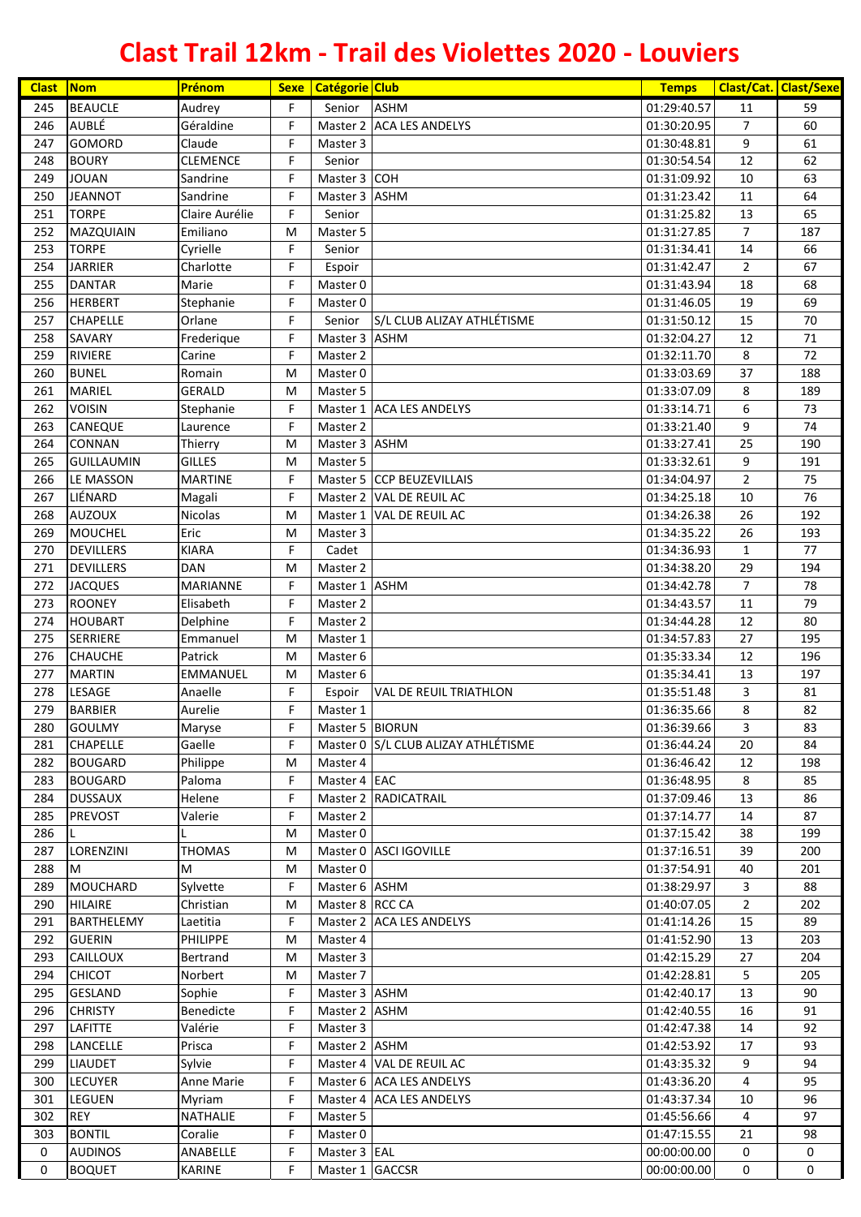# Clast Trail 12km - Trail des Violettes 2020 - Louviers

| Clast | Nom | Prénom | Sexe | Catégorie | Club | Temps | Clast/Cat. | Clast/Sexe |
|---|---|---|---|---|---|---|---|---|
| 245 | BEAUCLE | Audrey | F | Senior | ASHM | 01:29:40.57 | 11 | 59 |
| 246 | AUBLÉ | Géraldine | F | Master 2 | ACA LES ANDELYS | 01:30:20.95 | 7 | 60 |
| 247 | GOMORD | Claude | F | Master 3 | | 01:30:48.81 | 9 | 61 |
| 248 | BOURY | CLEMENCE | F | Senior | | 01:30:54.54 | 12 | 62 |
| 249 | JOUAN | Sandrine | F | Master 3 | COH | 01:31:09.92 | 10 | 63 |
| 250 | JEANNOT | Sandrine | F | Master 3 | ASHM | 01:31:23.42 | 11 | 64 |
| 251 | TORPE | Claire Aurélie | F | Senior | | 01:31:25.82 | 13 | 65 |
| 252 | MAZQUIAIN | Emiliano | M | Master 5 | | 01:31:27.85 | 7 | 187 |
| 253 | TORPE | Cyrielle | F | Senior | | 01:31:34.41 | 14 | 66 |
| 254 | JARRIER | Charlotte | F | Espoir | | 01:31:42.47 | 2 | 67 |
| 255 | DANTAR | Marie | F | Master 0 | | 01:31:43.94 | 18 | 68 |
| 256 | HERBERT | Stephanie | F | Master 0 | | 01:31:46.05 | 19 | 69 |
| 257 | CHAPELLE | Orlane | F | Senior | S/L CLUB ALIZAY ATHLÉTISME | 01:31:50.12 | 15 | 70 |
| 258 | SAVARY | Frederique | F | Master 3 | ASHM | 01:32:04.27 | 12 | 71 |
| 259 | RIVIERE | Carine | F | Master 2 | | 01:32:11.70 | 8 | 72 |
| 260 | BUNEL | Romain | M | Master 0 | | 01:33:03.69 | 37 | 188 |
| 261 | MARIEL | GERALD | M | Master 5 | | 01:33:07.09 | 8 | 189 |
| 262 | VOISIN | Stephanie | F | Master 1 | ACA LES ANDELYS | 01:33:14.71 | 6 | 73 |
| 263 | CANEQUE | Laurence | F | Master 2 | | 01:33:21.40 | 9 | 74 |
| 264 | CONNAN | Thierry | M | Master 3 | ASHM | 01:33:27.41 | 25 | 190 |
| 265 | GUILLAUMIN | GILLES | M | Master 5 | | 01:33:32.61 | 9 | 191 |
| 266 | LE MASSON | MARTINE | F | Master 5 | CCP BEUZEVILLAIS | 01:34:04.97 | 2 | 75 |
| 267 | LIÉNARD | Magali | F | Master 2 | VAL DE REUIL AC | 01:34:25.18 | 10 | 76 |
| 268 | AUZOUX | Nicolas | M | Master 1 | VAL DE REUIL AC | 01:34:26.38 | 26 | 192 |
| 269 | MOUCHEL | Eric | M | Master 3 | | 01:34:35.22 | 26 | 193 |
| 270 | DEVILLERS | KIARA | F | Cadet | | 01:34:36.93 | 1 | 77 |
| 271 | DEVILLERS | DAN | M | Master 2 | | 01:34:38.20 | 29 | 194 |
| 272 | JACQUES | MARIANNE | F | Master 1 | ASHM | 01:34:42.78 | 7 | 78 |
| 273 | ROONEY | Elisabeth | F | Master 2 | | 01:34:43.57 | 11 | 79 |
| 274 | HOUBART | Delphine | F | Master 2 | | 01:34:44.28 | 12 | 80 |
| 275 | SERRIERE | Emmanuel | M | Master 1 | | 01:34:57.83 | 27 | 195 |
| 276 | CHAUCHE | Patrick | M | Master 6 | | 01:35:33.34 | 12 | 196 |
| 277 | MARTIN | EMMANUEL | M | Master 6 | | 01:35:34.41 | 13 | 197 |
| 278 | LESAGE | Anaelle | F | Espoir | VAL DE REUIL TRIATHLON | 01:35:51.48 | 3 | 81 |
| 279 | BARBIER | Aurelie | F | Master 1 | | 01:36:35.66 | 8 | 82 |
| 280 | GOULMY | Maryse | F | Master 5 | BIORUN | 01:36:39.66 | 3 | 83 |
| 281 | CHAPELLE | Gaelle | F | Master 0 | S/L CLUB ALIZAY ATHLÉTISME | 01:36:44.24 | 20 | 84 |
| 282 | BOUGARD | Philippe | M | Master 4 | | 01:36:46.42 | 12 | 198 |
| 283 | BOUGARD | Paloma | F | Master 4 | EAC | 01:36:48.95 | 8 | 85 |
| 284 | DUSSAUX | Helene | F | Master 2 | RADICATRAIL | 01:37:09.46 | 13 | 86 |
| 285 | PREVOST | Valerie | F | Master 2 | | 01:37:14.77 | 14 | 87 |
| 286 | L | L | M | Master 0 | | 01:37:15.42 | 38 | 199 |
| 287 | LORENZINI | THOMAS | M | Master 0 | ASCI IGOVILLE | 01:37:16.51 | 39 | 200 |
| 288 | M | M | M | Master 0 | | 01:37:54.91 | 40 | 201 |
| 289 | MOUCHARD | Sylvette | F | Master 6 | ASHM | 01:38:29.97 | 3 | 88 |
| 290 | HILAIRE | Christian | M | Master 8 | RCC CA | 01:40:07.05 | 2 | 202 |
| 291 | BARTHELEMY | Laetitia | F | Master 2 | ACA LES ANDELYS | 01:41:14.26 | 15 | 89 |
| 292 | GUERIN | PHILIPPE | M | Master 4 | | 01:41:52.90 | 13 | 203 |
| 293 | CAILLOUX | Bertrand | M | Master 3 | | 01:42:15.29 | 27 | 204 |
| 294 | CHICOT | Norbert | M | Master 7 | | 01:42:28.81 | 5 | 205 |
| 295 | GESLAND | Sophie | F | Master 3 | ASHM | 01:42:40.17 | 13 | 90 |
| 296 | CHRISTY | Benedicte | F | Master 2 | ASHM | 01:42:40.55 | 16 | 91 |
| 297 | LAFITTE | Valérie | F | Master 3 | | 01:42:47.38 | 14 | 92 |
| 298 | LANCELLE | Prisca | F | Master 2 | ASHM | 01:42:53.92 | 17 | 93 |
| 299 | LIAUDET | Sylvie | F | Master 4 | VAL DE REUIL AC | 01:43:35.32 | 9 | 94 |
| 300 | LECUYER | Anne Marie | F | Master 6 | ACA LES ANDELYS | 01:43:36.20 | 4 | 95 |
| 301 | LEGUEN | Myriam | F | Master 4 | ACA LES ANDELYS | 01:43:37.34 | 10 | 96 |
| 302 | REY | NATHALIE | F | Master 5 | | 01:45:56.66 | 4 | 97 |
| 303 | BONTIL | Coralie | F | Master 0 | | 01:47:15.55 | 21 | 98 |
| 0 | AUDINOS | ANABELLE | F | Master 3 | EAL | 00:00:00.00 | 0 | 0 |
| 0 | BOQUET | KARINE | F | Master 1 | GACCSR | 00:00:00.00 | 0 | 0 |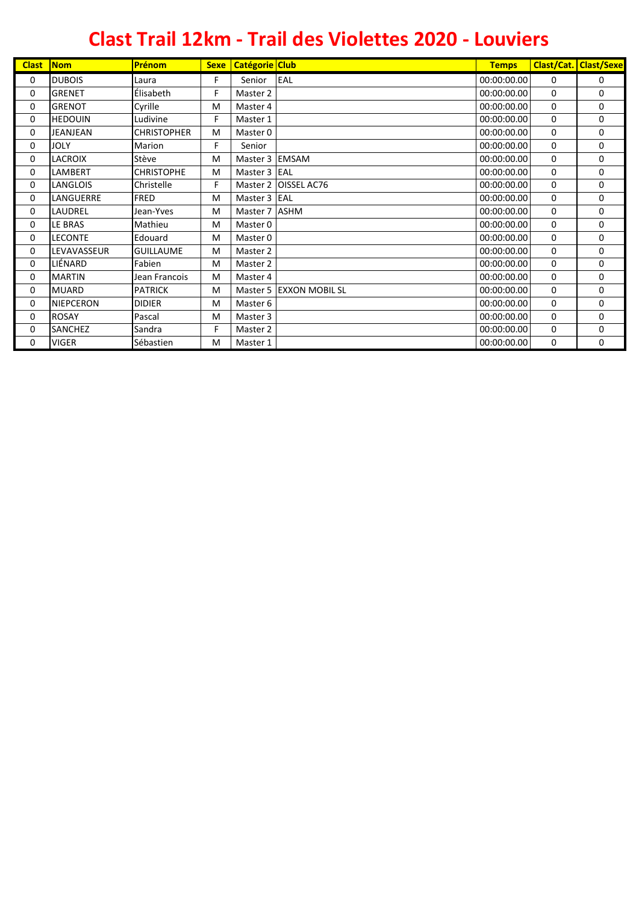# Clast Trail 12km - Trail des Violettes 2020 - Louviers

| Clast | Nom | Prénom | Sexe | Catégorie | Club | Temps | Clast/Cat. | Clast/Sexe |
|---|---|---|---|---|---|---|---|---|
| 0 | DUBOIS | Laura | F | Senior | EAL | 00:00:00.00 | 0 | 0 |
| 0 | GRENET | Élisabeth | F | Master 2 | | 00:00:00.00 | 0 | 0 |
| 0 | GRENOT | Cyrille | M | Master 4 | | 00:00:00.00 | 0 | 0 |
| 0 | HEDOUIN | Ludivine | F | Master 1 | | 00:00:00.00 | 0 | 0 |
| 0 | JEANJEAN | CHRISTOPHER | M | Master 0 | | 00:00:00.00 | 0 | 0 |
| 0 | JOLY | Marion | F | Senior | | 00:00:00.00 | 0 | 0 |
| 0 | LACROIX | Stève | M | Master 3 | EMSAM | 00:00:00.00 | 0 | 0 |
| 0 | LAMBERT | CHRISTOPHE | M | Master 3 | EAL | 00:00:00.00 | 0 | 0 |
| 0 | LANGLOIS | Christelle | F | Master 2 | OISSEL AC76 | 00:00:00.00 | 0 | 0 |
| 0 | LANGUERRE | FRED | M | Master 3 | EAL | 00:00:00.00 | 0 | 0 |
| 0 | LAUDREL | Jean-Yves | M | Master 7 | ASHM | 00:00:00.00 | 0 | 0 |
| 0 | LE BRAS | Mathieu | M | Master 0 | | 00:00:00.00 | 0 | 0 |
| 0 | LECONTE | Edouard | M | Master 0 | | 00:00:00.00 | 0 | 0 |
| 0 | LEVAVASSEUR | GUILLAUME | M | Master 2 | | 00:00:00.00 | 0 | 0 |
| 0 | LIÉNARD | Fabien | M | Master 2 | | 00:00:00.00 | 0 | 0 |
| 0 | MARTIN | Jean Francois | M | Master 4 | | 00:00:00.00 | 0 | 0 |
| 0 | MUARD | PATRICK | M | Master 5 | EXXON MOBIL SL | 00:00:00.00 | 0 | 0 |
| 0 | NIEPCERON | DIDIER | M | Master 6 | | 00:00:00.00 | 0 | 0 |
| 0 | ROSAY | Pascal | M | Master 3 | | 00:00:00.00 | 0 | 0 |
| 0 | SANCHEZ | Sandra | F | Master 2 | | 00:00:00.00 | 0 | 0 |
| 0 | VIGER | Sébastien | M | Master 1 | | 00:00:00.00 | 0 | 0 |